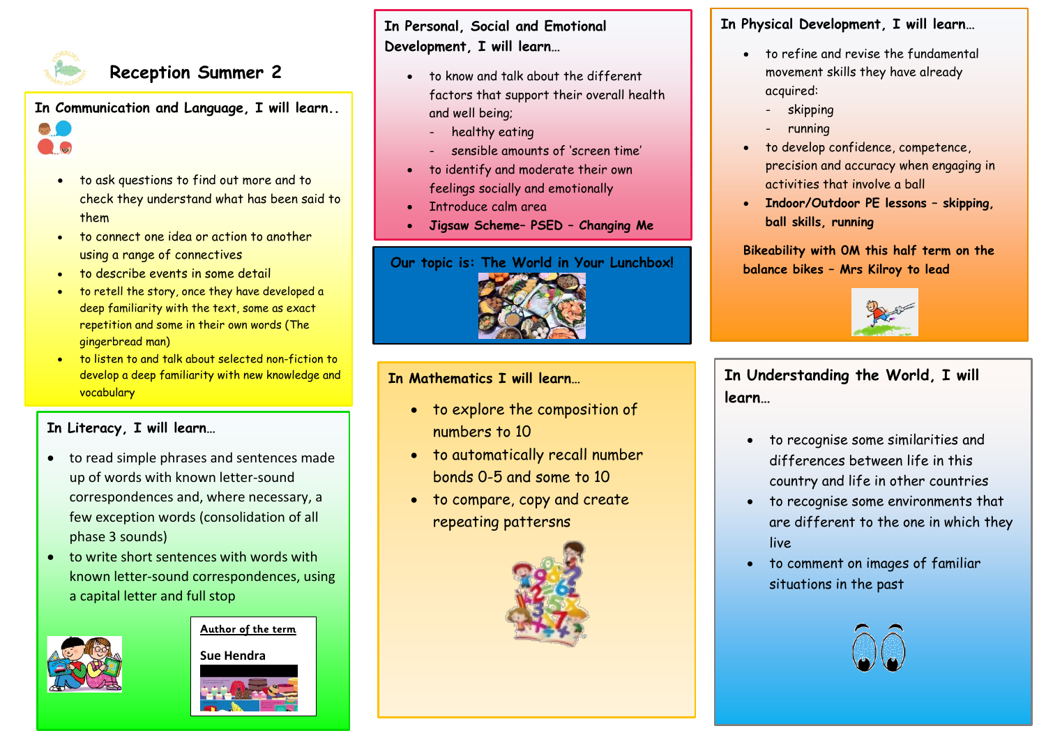# Reception Summer 2

## In Communication and Language, I will learn..

- to ask questions to find out more and to check they understand what has been said to them
- to connect one idea or action to another using a range of connectives
- to describe events in some detail
- to retell the story, once they have developed a deep familiarity with the text, some as exact repetition and some in their own words (The gingerbread man)
- to listen to and talk about selected non-fiction to develop a deep familiarity with new knowledge and vocabulary

## In Literacy, I will learn…

- to read simple phrases and sentences made up of words with known letter-sound correspondences and, where necessary, a few exception words (consolidation of all phase 3 sounds)
- to write short sentences with words with known letter-sound correspondences, using a capital letter and full stop

**Author of the term**

**Sue Hendra**

## In Personal, Social and Emotional Development, I will learn…

- to know and talk about the different factors that support their overall health and well being;
  - healthy eating
  - sensible amounts of 'screen time'
- to identify and moderate their own feelings socially and emotionally
- Introduce calm area
- **Jigsaw Scheme– PSED – Changing Me**

## Our topic is: The World in Your Lunchbox!

## In Mathematics I will learn…

- to explore the composition of numbers to 10
- to automatically recall number bonds 0-5 and some to 10
- to compare, copy and create repeating pattersns

## In Physical Development, I will learn…

- to refine and revise the fundamental movement skills they have already acquired:
  - skipping
  - running
- to develop confidence, competence, precision and accuracy when engaging in activities that involve a ball
- **Indoor/Outdoor PE lessons – skipping, ball skills, running**

**Bikeability with OM this half term on the balance bikes – Mrs Kilroy to lead**

## In Understanding the World, I will learn…

- to recognise some similarities and differences between life in this country and life in other countries
- to recognise some environments that are different to the one in which they live
- to comment on images of familiar situations in the past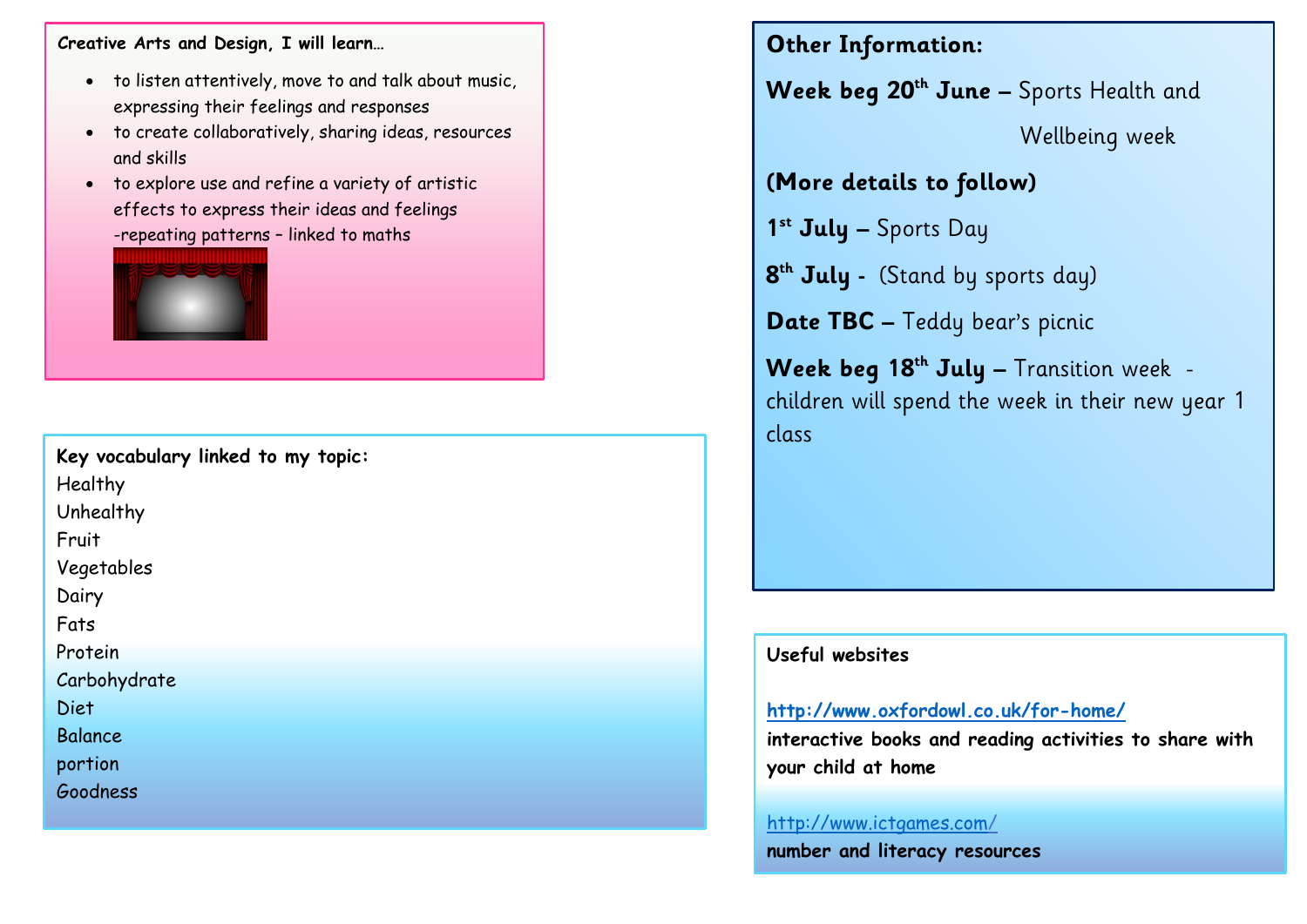**Creative Arts and Design, I will learn…**

- to listen attentively, move to and talk about music, expressing their feelings and responses
- to create collaboratively, sharing ideas, resources and skills
- to explore use and refine a variety of artistic effects to express their ideas and feelings
  -repeating patterns – linked to maths

**Key vocabulary linked to my topic:**

Healthy
Unhealthy
Fruit
Vegetables
Dairy
Fats
Protein
Carbohydrate
Diet
Balance
portion
Goodness

**Other Information:**

**Week beg 20th June –** Sports Health and Wellbeing week

**(More details to follow)**

**1st July –** Sports Day

**8th July -** (Stand by sports day)

**Date TBC –** Teddy bear's picnic

**Week beg 18th July –** Transition week - children will spend the week in their new year 1 class

**Useful websites**

http://www.oxfordowl.co.uk/for-home/
**interactive books and reading activities to share with your child at home**

http://www.ictgames.com/
**number and literacy resources**